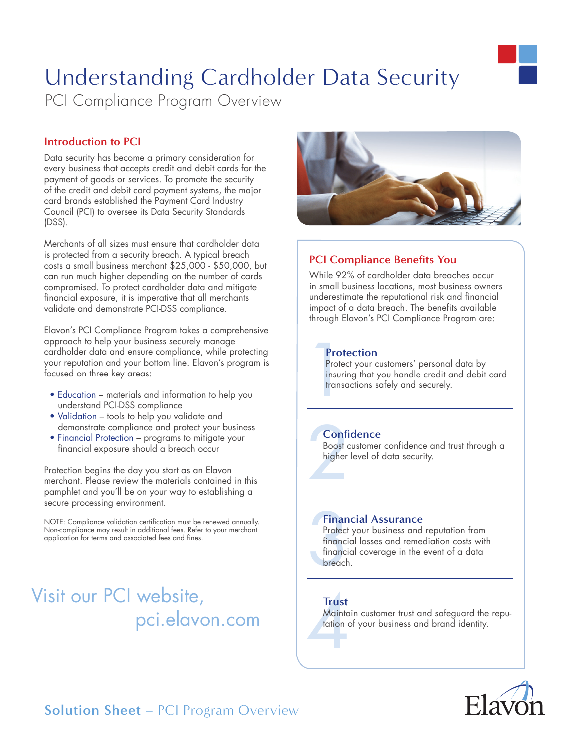# Understanding Cardholder Data Security

PCI Compliance Program Overview

## Introduction to PCI

Data security has become a primary consideration for every business that accepts credit and debit cards for the payment of goods or services. To promote the security of the credit and debit card payment systems, the major card brands established the Payment Card Industry Council (PCI) to oversee its Data Security Standards (DSS).

Merchants of all sizes must ensure that cardholder data is protected from a security breach. A typical breach costs a small business merchant $25,000 - $50,000, but can run much higher depending on the number of cards compromised. To protect cardholder data and mitigate financial exposure, it is imperative that all merchants validate and demonstrate PCI-DSS compliance.

Elavon's PCI Compliance Program takes a comprehensive approach to help your business securely manage cardholder data and ensure compliance, while protecting your reputation and your bottom line. Elavon's program is focused on three key areas:

- Education – materials and information to help you understand PCI-DSS compliance
- Validation – tools to help you validate and demonstrate compliance and protect your business
- Financial Protection – programs to mitigate your financial exposure should a breach occur

Protection begins the day you start as an Elavon merchant. Please review the materials contained in this pamphlet and you'll be on your way to establishing a secure processing environment.

NOTE: Compliance validation certification must be renewed annually. Non-compliance may result in additional fees. Refer to your merchant application for terms and associated fees and fines.

Visit our PCI website, pci.elavon.com

## PCI Compliance Benefits You

While 92% of cardholder data breaches occur in small business locations, most business owners underestimate the reputational risk and financial impact of a data breach. The benefits available through Elavon's PCI Compliance Program are:

### 1 Protection

Protect your customers' personal data by insuring that you handle credit and debit card transactions safely and securely.

### 2 Confidence

Boost customer confidence and trust through a higher level of data security.

### 3 Financial Assurance

Protect your business and reputation from financial losses and remediation costs with financial coverage in the event of a data breach.

### 4 Trust

Maintain customer trust and safeguard the reputation of your business and brand identity.

**Solution Sheet** – PCI Program Overview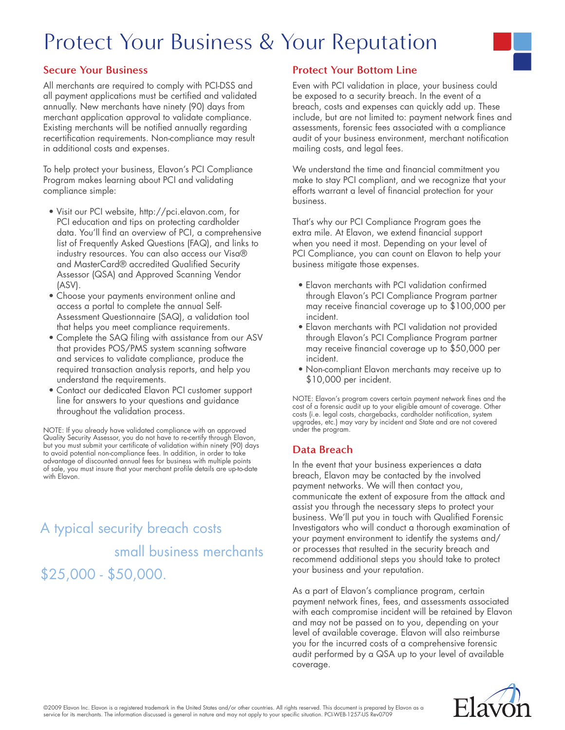# Protect Your Business & Your Reputation

## Secure Your Business

All merchants are required to comply with PCI-DSS and all payment applications must be certified and validated annually. New merchants have ninety (90) days from merchant application approval to validate compliance. Existing merchants will be notified annually regarding recertification requirements. Non-compliance may result in additional costs and expenses.

To help protect your business, Elavon's PCI Compliance Program makes learning about PCI and validating compliance simple:

- Visit our PCI website, http://pci.elavon.com, for PCI education and tips on protecting cardholder data. You'll find an overview of PCI, a comprehensive list of Frequently Asked Questions (FAQ), and links to industry resources. You can also access our Visa® and MasterCard® accredited Qualified Security Assessor (QSA) and Approved Scanning Vendor (ASV).
- Choose your payments environment online and access a portal to complete the annual Self-Assessment Questionnaire (SAQ), a validation tool that helps you meet compliance requirements.
- Complete the SAQ filing with assistance from our ASV that provides POS/PMS system scanning software and services to validate compliance, produce the required transaction analysis reports, and help you understand the requirements.
- Contact our dedicated Elavon PCI customer support line for answers to your questions and guidance throughout the validation process.

NOTE: If you already have validated compliance with an approved Quality Security Assessor, you do not have to re-certify through Elavon, but you must submit your certificate of validation within ninety (90) days to avoid potential non-compliance fees. In addition, in order to take advantage of discounted annual fees for business with multiple points of sale, you must insure that your merchant profile details are up-to-date with Elavon.

A typical security breach costs small business merchants $25,000 - $50,000.

## Protect Your Bottom Line

Even with PCI validation in place, your business could be exposed to a security breach. In the event of a breach, costs and expenses can quickly add up. These include, but are not limited to: payment network fines and assessments, forensic fees associated with a compliance audit of your business environment, merchant notification mailing costs, and legal fees.

We understand the time and financial commitment you make to stay PCI compliant, and we recognize that your efforts warrant a level of financial protection for your business.

That's why our PCI Compliance Program goes the extra mile. At Elavon, we extend financial support when you need it most. Depending on your level of PCI Compliance, you can count on Elavon to help your business mitigate those expenses.

- Elavon merchants with PCI validation confirmed through Elavon's PCI Compliance Program partner may receive financial coverage up to $100,000 per incident.
- Elavon merchants with PCI validation not provided through Elavon's PCI Compliance Program partner may receive financial coverage up to $50,000 per incident.
- Non-compliant Elavon merchants may receive up to $10,000 per incident.

NOTE: Elavon's program covers certain payment network fines and the cost of a forensic audit up to your eligible amount of coverage. Other costs (i.e. legal costs, chargebacks, cardholder notification, system upgrades, etc.) may vary by incident and State and are not covered under the program.

## Data Breach

In the event that your business experiences a data breach, Elavon may be contacted by the involved payment networks. We will then contact you, communicate the extent of exposure from the attack and assist you through the necessary steps to protect your business. We'll put you in touch with Qualified Forensic Investigators who will conduct a thorough examination of your payment environment to identify the systems and/or processes that resulted in the security breach and recommend additional steps you should take to protect your business and your reputation.

As a part of Elavon's compliance program, certain payment network fines, fees, and assessments associated with each compromise incident will be retained by Elavon and may not be passed on to you, depending on your level of available coverage. Elavon will also reimburse you for the incurred costs of a comprehensive forensic audit performed by a QSA up to your level of available coverage.

©2009 Elavon Inc. Elavon is a registered trademark in the United States and/or other countries. All rights reserved. This document is prepared by Elavon as a service for its merchants. The information discussed is general in nature and may not apply to your specific situation. PCI-WEB-1257-US Rev0709